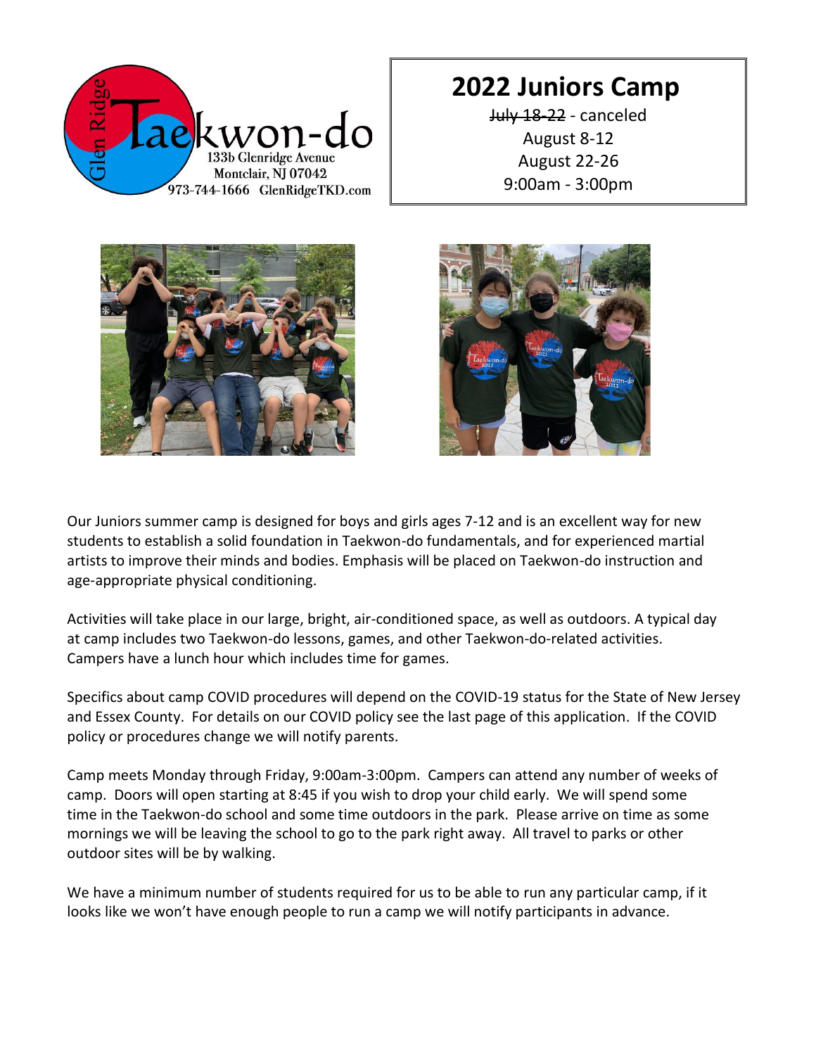Glen Ridge Taekwon-do
133b Glenridge Avenue
Montclair, NJ 07042
973-744-1666 GlenRidgeTKD.com

# 2022 Juniors Camp

~~July 18-22~~ - canceled
August 8-12
August 22-26
9:00am - 3:00pm

Our Juniors summer camp is designed for boys and girls ages 7-12 and is an excellent way for new students to establish a solid foundation in Taekwon-do fundamentals, and for experienced martial artists to improve their minds and bodies. Emphasis will be placed on Taekwon-do instruction and age-appropriate physical conditioning.

Activities will take place in our large, bright, air-conditioned space, as well as outdoors. A typical day at camp includes two Taekwon-do lessons, games, and other Taekwon-do-related activities. Campers have a lunch hour which includes time for games.

Specifics about camp COVID procedures will depend on the COVID-19 status for the State of New Jersey and Essex County. For details on our COVID policy see the last page of this application. If the COVID policy or procedures change we will notify parents.

Camp meets Monday through Friday, 9:00am-3:00pm. Campers can attend any number of weeks of camp. Doors will open starting at 8:45 if you wish to drop your child early. We will spend some time in the Taekwon-do school and some time outdoors in the park. Please arrive on time as some mornings we will be leaving the school to go to the park right away. All travel to parks or other outdoor sites will be by walking.

We have a minimum number of students required for us to be able to run any particular camp, if it looks like we won't have enough people to run a camp we will notify participants in advance.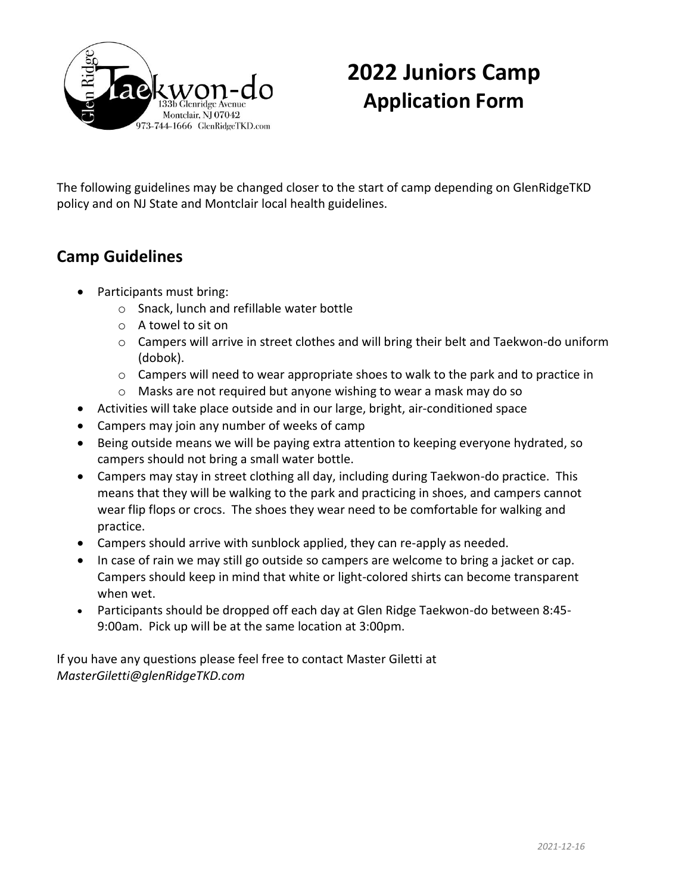# 2022 Juniors Camp Application Form

The following guidelines may be changed closer to the start of camp depending on GlenRidgeTKD policy and on NJ State and Montclair local health guidelines.

## Camp Guidelines

- Participants must bring:
  - Snack, lunch and refillable water bottle
  - A towel to sit on
  - Campers will arrive in street clothes and will bring their belt and Taekwon-do uniform (dobok).
  - Campers will need to wear appropriate shoes to walk to the park and to practice in
  - Masks are not required but anyone wishing to wear a mask may do so
- Activities will take place outside and in our large, bright, air-conditioned space
- Campers may join any number of weeks of camp
- Being outside means we will be paying extra attention to keeping everyone hydrated, so campers should not bring a small water bottle.
- Campers may stay in street clothing all day, including during Taekwon-do practice. This means that they will be walking to the park and practicing in shoes, and campers cannot wear flip flops or crocs. The shoes they wear need to be comfortable for walking and practice.
- Campers should arrive with sunblock applied, they can re-apply as needed.
- In case of rain we may still go outside so campers are welcome to bring a jacket or cap. Campers should keep in mind that white or light-colored shirts can become transparent when wet.
- Participants should be dropped off each day at Glen Ridge Taekwon-do between 8:45-9:00am. Pick up will be at the same location at 3:00pm.

If you have any questions please feel free to contact Master Giletti at *MasterGiletti@glenRidgeTKD.com*

*2021-12-16*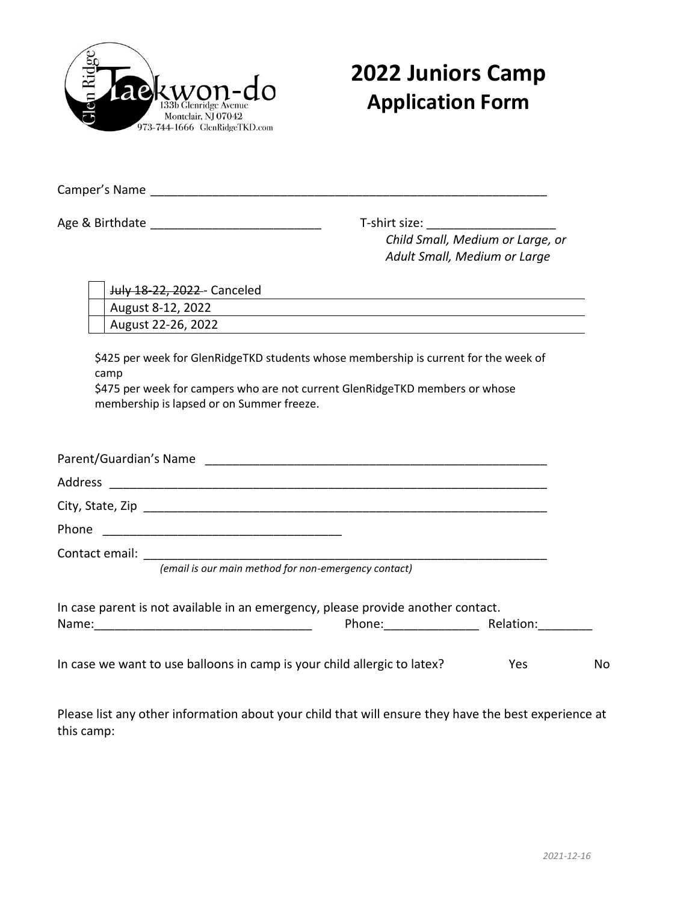Glen Ridge Taekwon-do
133b Glenridge Avenue
Montclair, NJ 07042
973-744-1666 GlenRidgeTKD.com

# 2022 Juniors Camp
## Application Form

Camper's Name ____________________________________________________________

Age & Birthdate _________________________ T-shirt size: ___________________

*Child Small, Medium or Large, or*
*Adult Small, Medium or Large*

| | |
|---|---|
| | ~~July 18-22, 2022~~ - Canceled |
| | August 8-12, 2022 |
| | August 22-26, 2022 |

$425 per week for GlenRidgeTKD students whose membership is current for the week of camp

$475 per week for campers who are not current GlenRidgeTKD members or whose membership is lapsed or on Summer freeze.

Parent/Guardian's Name ____________________________________________________

Address ___________________________________________________________________

City, State, Zip __________________________________________________________

Phone ____________________________________

Contact email: ____________________________________________________________
*(email is our main method for non-emergency contact)*

In case parent is not available in an emergency, please provide another contact.
Name:________________________________ Phone:______________ Relation:________

In case we want to use balloons in camp is your child allergic to latex? Yes No

Please list any other information about your child that will ensure they have the best experience at this camp: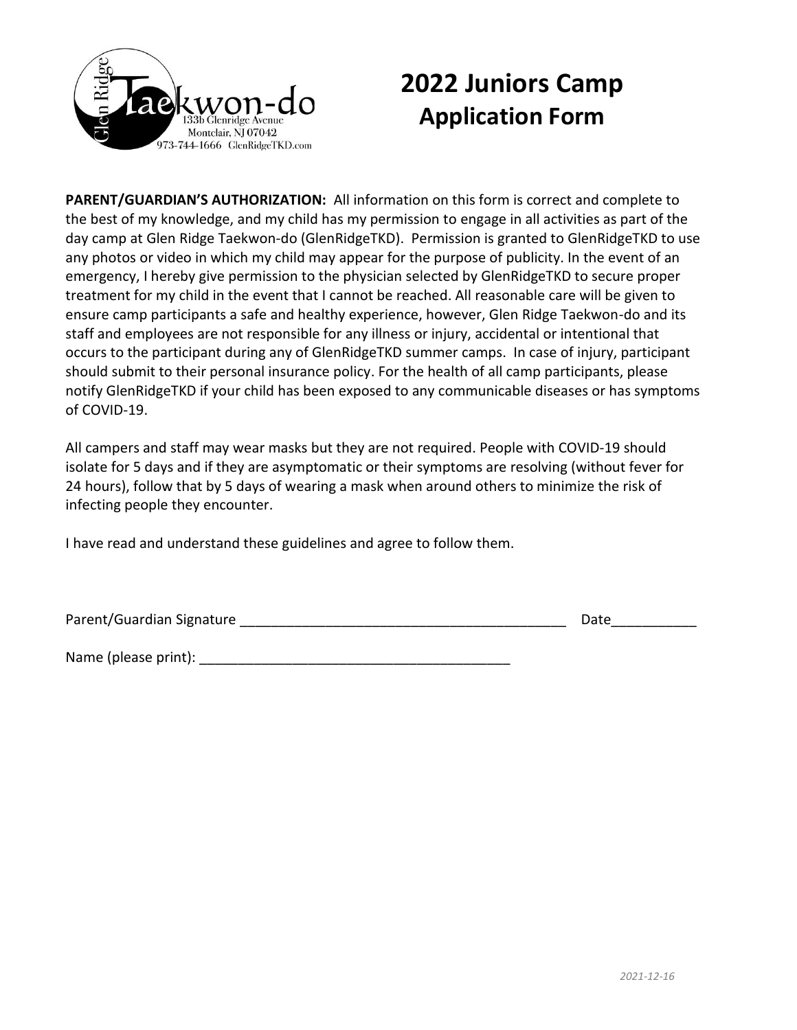Glen Ridge Taekwon-do
133b Glenridge Avenue
Montclair, NJ 07042
973-744-1666 GlenRidgeTKD.com

# 2022 Juniors Camp Application Form

**PARENT/GUARDIAN'S AUTHORIZATION:** All information on this form is correct and complete to the best of my knowledge, and my child has my permission to engage in all activities as part of the day camp at Glen Ridge Taekwon-do (GlenRidgeTKD). Permission is granted to GlenRidgeTKD to use any photos or video in which my child may appear for the purpose of publicity. In the event of an emergency, I hereby give permission to the physician selected by GlenRidgeTKD to secure proper treatment for my child in the event that I cannot be reached. All reasonable care will be given to ensure camp participants a safe and healthy experience, however, Glen Ridge Taekwon-do and its staff and employees are not responsible for any illness or injury, accidental or intentional that occurs to the participant during any of GlenRidgeTKD summer camps. In case of injury, participant should submit to their personal insurance policy. For the health of all camp participants, please notify GlenRidgeTKD if your child has been exposed to any communicable diseases or has symptoms of COVID-19.

All campers and staff may wear masks but they are not required. People with COVID-19 should isolate for 5 days and if they are asymptomatic or their symptoms are resolving (without fever for 24 hours), follow that by 5 days of wearing a mask when around others to minimize the risk of infecting people they encounter.

I have read and understand these guidelines and agree to follow them.

Parent/Guardian Signature ___________________________________________ Date___________

Name (please print): ________________________________________

*2021-12-16*